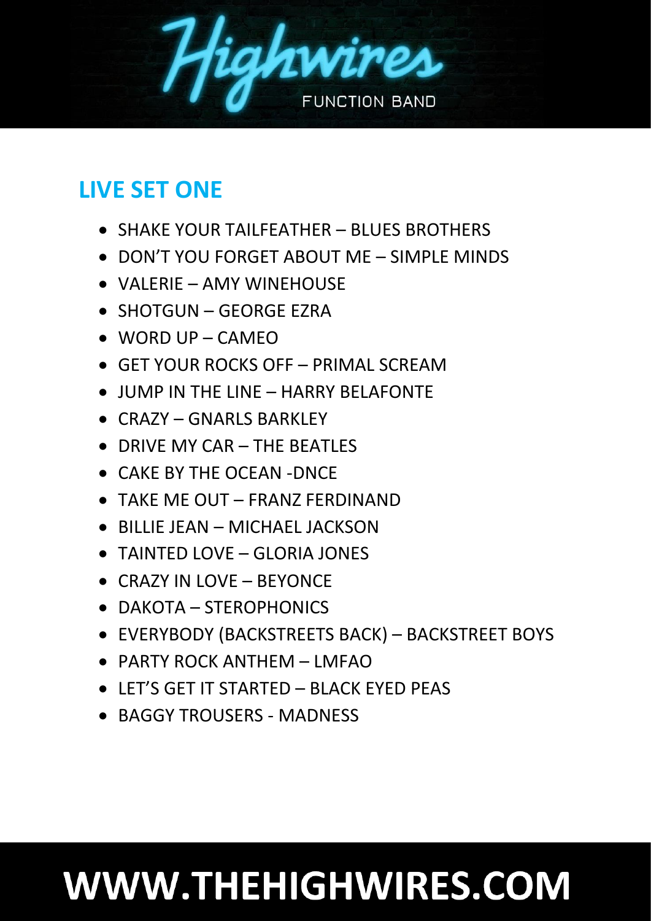# Highwires

FUNCTION BAND

## LIVE SET ONE

- SHAKE YOUR TAILFEATHER – BLUES BROTHERS
- DON'T YOU FORGET ABOUT ME – SIMPLE MINDS
- VALERIE – AMY WINEHOUSE
- SHOTGUN – GEORGE EZRA
- WORD UP – CAMEO
- GET YOUR ROCKS OFF – PRIMAL SCREAM
- JUMP IN THE LINE – HARRY BELAFONTE
- CRAZY – GNARLS BARKLEY
- DRIVE MY CAR – THE BEATLES
- CAKE BY THE OCEAN -DNCE
- TAKE ME OUT – FRANZ FERDINAND
- BILLIE JEAN – MICHAEL JACKSON
- TAINTED LOVE – GLORIA JONES
- CRAZY IN LOVE – BEYONCE
- DAKOTA – STEROPHONICS
- EVERYBODY (BACKSTREETS BACK) – BACKSTREET BOYS
- PARTY ROCK ANTHEM – LMFAO
- LET'S GET IT STARTED – BLACK EYED PEAS
- BAGGY TROUSERS - MADNESS

**WWW.THEHIGHWIRES.COM**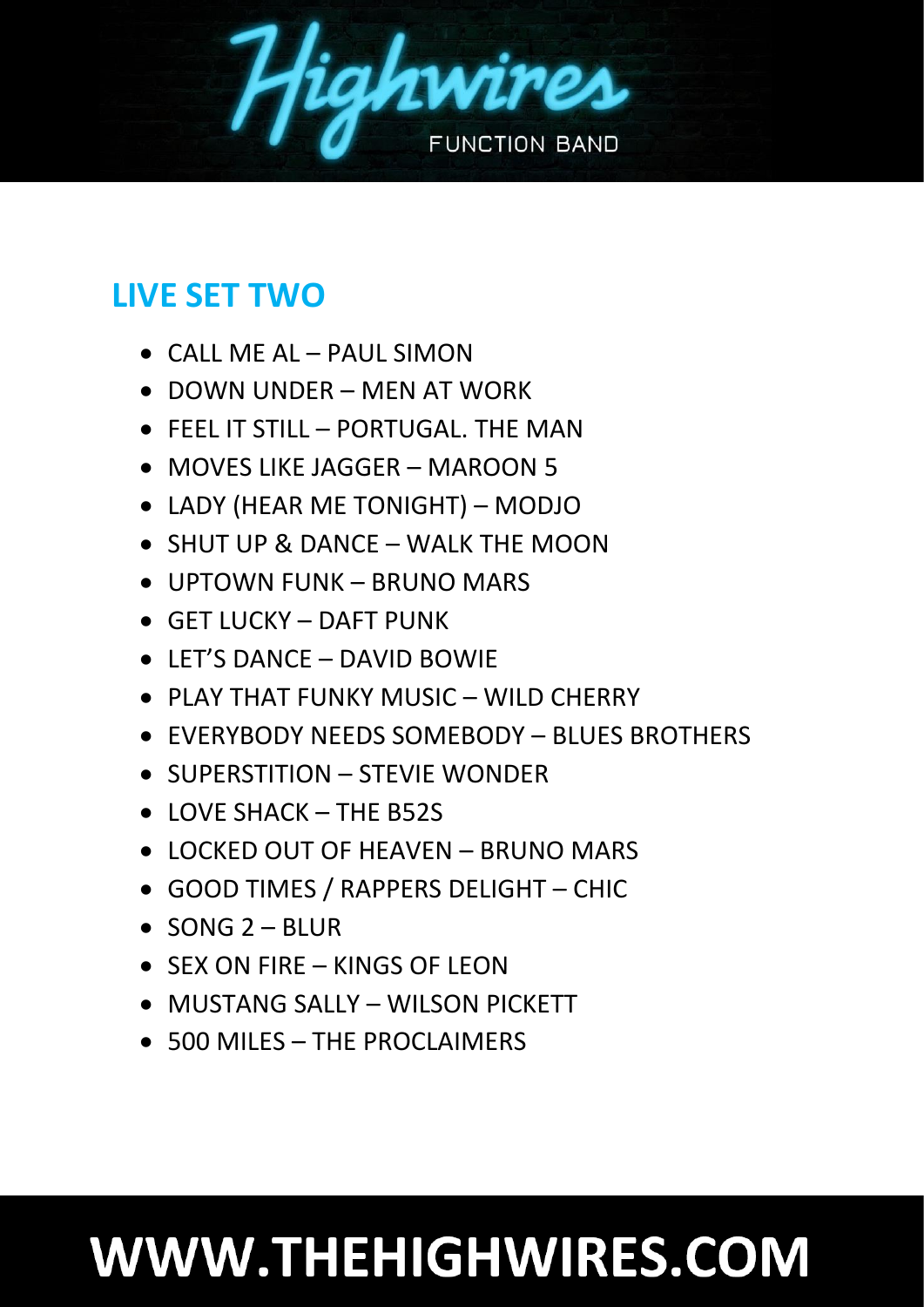Highwires
FUNCTION BAND

## LIVE SET TWO

- CALL ME AL – PAUL SIMON
- DOWN UNDER – MEN AT WORK
- FEEL IT STILL – PORTUGAL. THE MAN
- MOVES LIKE JAGGER – MAROON 5
- LADY (HEAR ME TONIGHT) – MODJO
- SHUT UP & DANCE – WALK THE MOON
- UPTOWN FUNK – BRUNO MARS
- GET LUCKY – DAFT PUNK
- LET'S DANCE – DAVID BOWIE
- PLAY THAT FUNKY MUSIC – WILD CHERRY
- EVERYBODY NEEDS SOMEBODY – BLUES BROTHERS
- SUPERSTITION – STEVIE WONDER
- LOVE SHACK – THE B52S
- LOCKED OUT OF HEAVEN – BRUNO MARS
- GOOD TIMES / RAPPERS DELIGHT – CHIC
- SONG 2 – BLUR
- SEX ON FIRE – KINGS OF LEON
- MUSTANG SALLY – WILSON PICKETT
- 500 MILES – THE PROCLAIMERS

**WWW.THEHIGHWIRES.COM**